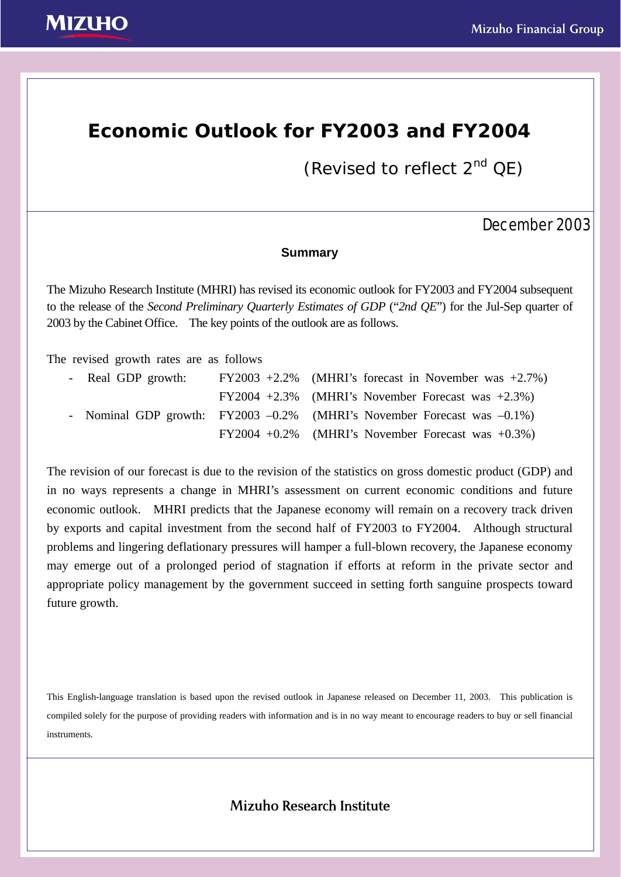# Economic Outlook for FY2003 and FY2004

(Revised to reflect 2nd QE)

December 2003

## Summary

The Mizuho Research Institute (MHRI) has revised its economic outlook for FY2003 and FY2004 subsequent to the release of the *Second Preliminary Quarterly Estimates of GDP* ("*2nd QE*") for the Jul-Sep quarter of 2003 by the Cabinet Office. The key points of the outlook are as follows.

The revised growth rates are as follows

- Real GDP growth: FY2003 +2.2% (MHRI's forecast in November was +2.7%)
  FY2004 +2.3% (MHRI's November Forecast was +2.3%)
- Nominal GDP growth: FY2003 –0.2% (MHRI's November Forecast was –0.1%)
  FY2004 +0.2% (MHRI's November Forecast was +0.3%)

The revision of our forecast is due to the revision of the statistics on gross domestic product (GDP) and in no ways represents a change in MHRI's assessment on current economic conditions and future economic outlook. MHRI predicts that the Japanese economy will remain on a recovery track driven by exports and capital investment from the second half of FY2003 to FY2004. Although structural problems and lingering deflationary pressures will hamper a full-blown recovery, the Japanese economy may emerge out of a prolonged period of stagnation if efforts at reform in the private sector and appropriate policy management by the government succeed in setting forth sanguine prospects toward future growth.

This English-language translation is based upon the revised outlook in Japanese released on December 11, 2003. This publication is compiled solely for the purpose of providing readers with information and is in no way meant to encourage readers to buy or sell financial instruments.

Mizuho Research Institute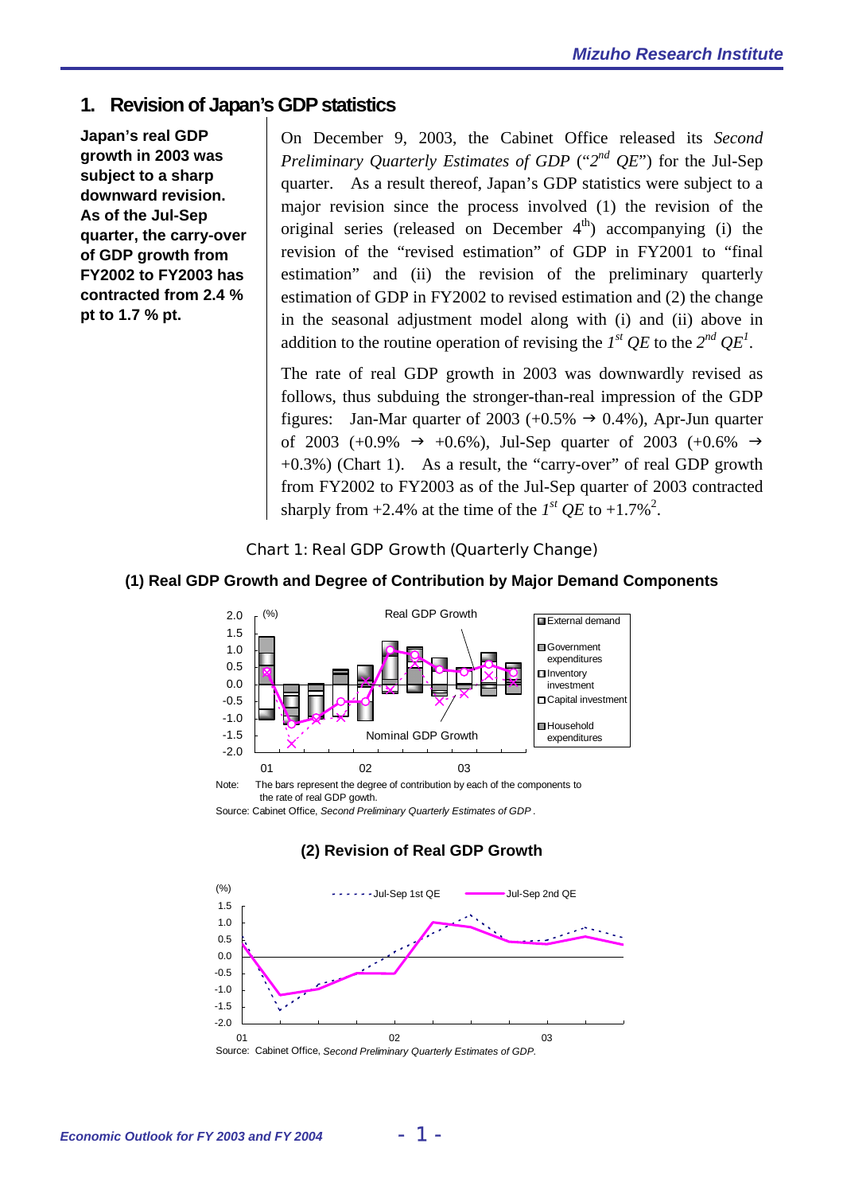## 1. Revision of Japan's GDP statistics

**Japan's real GDP growth in 2003 was subject to a sharp downward revision. As of the Jul-Sep quarter, the carry-over of GDP growth from FY2002 to FY2003 has contracted from 2.4 % pt to 1.7 % pt.**

On December 9, 2003, the Cabinet Office released its *Second Preliminary Quarterly Estimates of GDP* ("*2nd QE*") for the Jul-Sep quarter. As a result thereof, Japan's GDP statistics were subject to a major revision since the process involved (1) the revision of the original series (released on December 4th) accompanying (i) the revision of the "revised estimation" of GDP in FY2001 to "final estimation" and (ii) the revision of the preliminary quarterly estimation of GDP in FY2002 to revised estimation and (2) the change in the seasonal adjustment model along with (i) and (ii) above in addition to the routine operation of revising the *1st QE* to the *2nd QE*[1].

The rate of real GDP growth in 2003 was downwardly revised as follows, thus subduing the stronger-than-real impression of the GDP figures: Jan-Mar quarter of 2003 (+0.5% → 0.4%), Apr-Jun quarter of 2003 (+0.9% → +0.6%), Jul-Sep quarter of 2003 (+0.6% → +0.3%) (Chart 1). As a result, the "carry-over" of real GDP growth from FY2002 to FY2003 as of the Jul-Sep quarter of 2003 contracted sharply from +2.4% at the time of the *1st QE* to +1.7%[2].

Chart 1: Real GDP Growth (Quarterly Change)

**(1) Real GDP Growth and Degree of Contribution by Major Demand Components**

Note: The bars represent the degree of contribution by each of the components to the rate of real GDP gowth.

Source: Cabinet Office, *Second Preliminary Quarterly Estimates of GDP*.

**(2) Revision of Real GDP Growth**

Source: Cabinet Office, *Second Preliminary Quarterly Estimates of GDP.*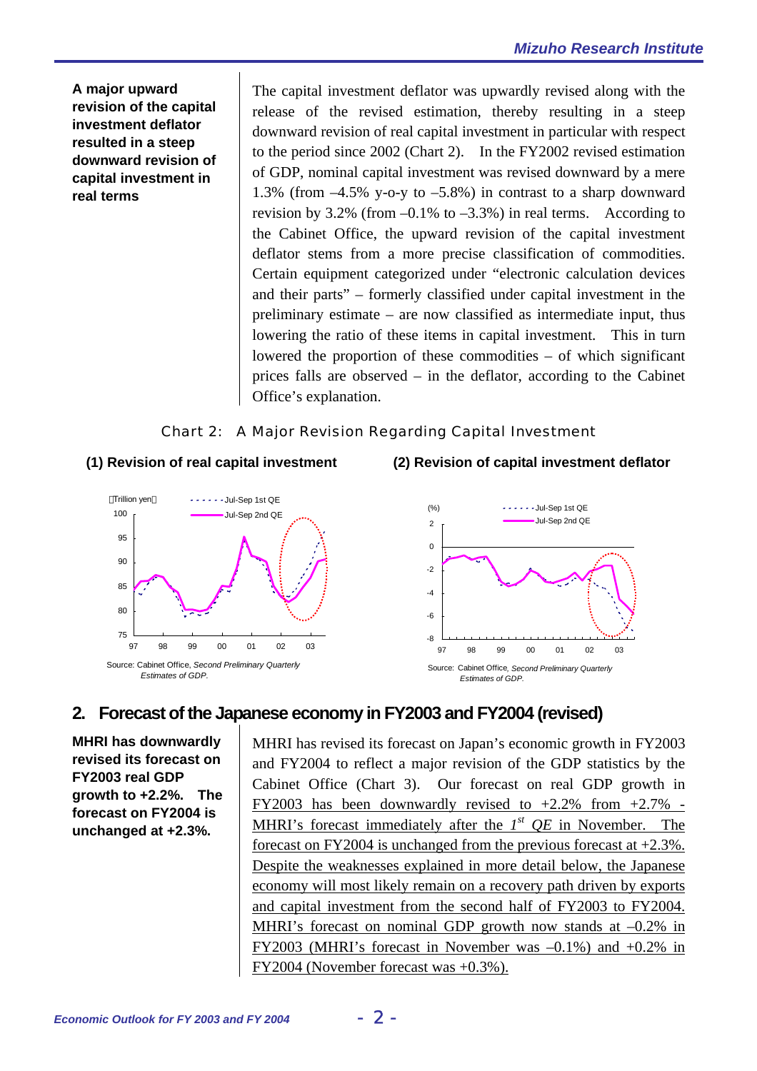**A major upward revision of the capital investment deflator resulted in a steep downward revision of capital investment in real terms**

The capital investment deflator was upwardly revised along with the release of the revised estimation, thereby resulting in a steep downward revision of real capital investment in particular with respect to the period since 2002 (Chart 2). In the FY2002 revised estimation of GDP, nominal capital investment was revised downward by a mere 1.3% (from –4.5% y-o-y to –5.8%) in contrast to a sharp downward revision by 3.2% (from –0.1% to –3.3%) in real terms. According to the Cabinet Office, the upward revision of the capital investment deflator stems from a more precise classification of commodities. Certain equipment categorized under "electronic calculation devices and their parts" – formerly classified under capital investment in the preliminary estimate – are now classified as intermediate input, thus lowering the ratio of these items in capital investment. This in turn lowered the proportion of these commodities – of which significant prices falls are observed – in the deflator, according to the Cabinet Office's explanation.

Chart 2: A Major Revision Regarding Capital Investment

**(1) Revision of real capital investment**

Source: Cabinet Office, *Second Preliminary Quarterly Estimates of GDP.*

**(2) Revision of capital investment deflator**

Source: Cabinet Office, *Second Preliminary Quarterly Estimates of GDP.*

## 2. Forecast of the Japanese economy in FY2003 and FY2004 (revised)

**MHRI has downwardly revised its forecast on FY2003 real GDP growth to +2.2%. The forecast on FY2004 is unchanged at +2.3%.**

MHRI has revised its forecast on Japan's economic growth in FY2003 and FY2004 to reflect a major revision of the GDP statistics by the Cabinet Office (Chart 3). Our forecast on real GDP growth in FY2003 has been downwardly revised to +2.2% from +2.7% - MHRI's forecast immediately after the *1st QE* in November. The forecast on FY2004 is unchanged from the previous forecast at +2.3%. Despite the weaknesses explained in more detail below, the Japanese economy will most likely remain on a recovery path driven by exports and capital investment from the second half of FY2003 to FY2004. MHRI's forecast on nominal GDP growth now stands at –0.2% in FY2003 (MHRI's forecast in November was –0.1%) and +0.2% in FY2004 (November forecast was +0.3%).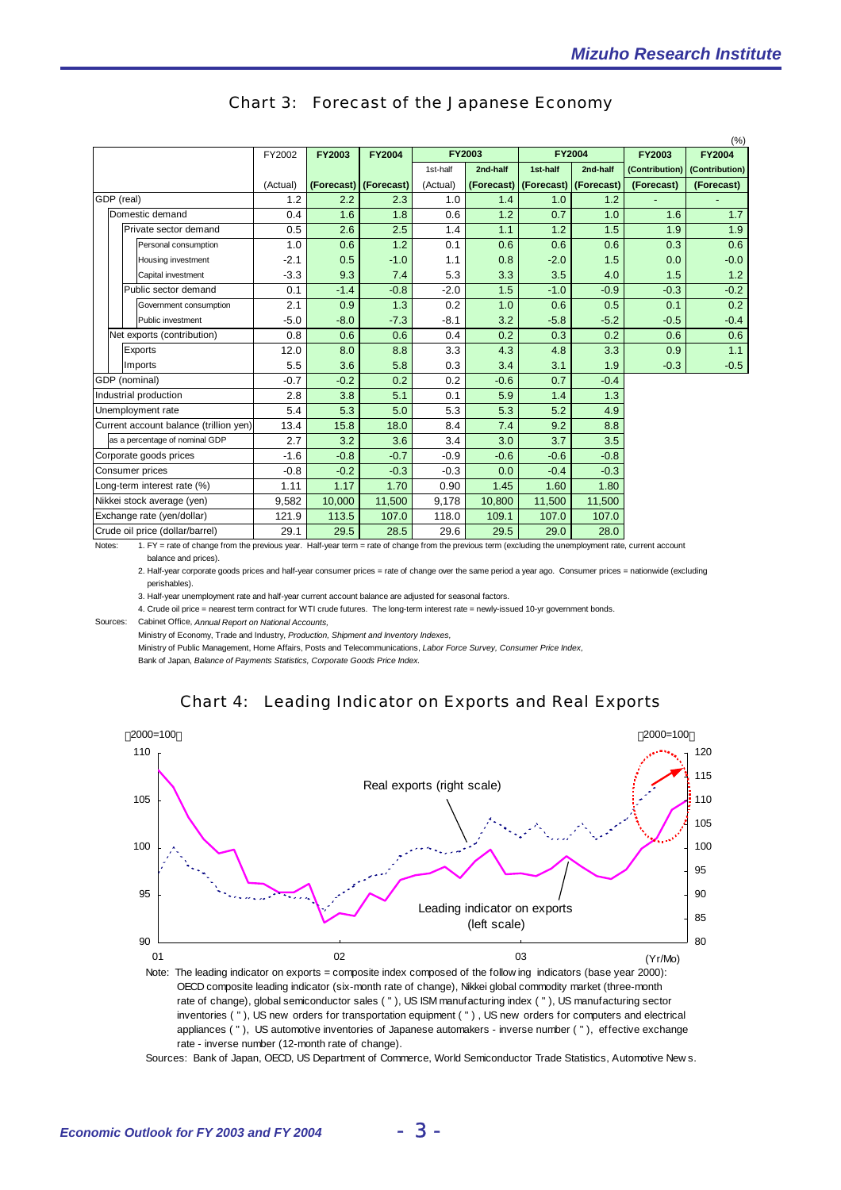## Chart 3: Forecast of the Japanese Economy

(%)

| | FY2002 | FY2003 | FY2004 | FY2003 | | FY2004 | | FY2003 | FY2004 |
|---|---|---|---|---|---|---|---|---|---|
| | | | | 1st-half | 2nd-half | 1st-half | 2nd-half | (Contribution) | (Contribution) |
| | (Actual) | (Forecast) | (Forecast) | (Actual) | (Forecast) | (Forecast) | (Forecast) | (Forecast) | (Forecast) |
| GDP (real) | 1.2 | 2.2 | 2.3 | 1.0 | 1.4 | 1.0 | 1.2 | - | - |
| Domestic demand | 0.4 | 1.6 | 1.8 | 0.6 | 1.2 | 0.7 | 1.0 | 1.6 | 1.7 |
| Private sector demand | 0.5 | 2.6 | 2.5 | 1.4 | 1.1 | 1.2 | 1.5 | 1.9 | 1.9 |
| Personal consumption | 1.0 | 0.6 | 1.2 | 0.1 | 0.6 | 0.6 | 0.6 | 0.3 | 0.6 |
| Housing investment | -2.1 | 0.5 | -1.0 | 1.1 | 0.8 | -2.0 | 1.5 | 0.0 | -0.0 |
| Capital investment | -3.3 | 9.3 | 7.4 | 5.3 | 3.3 | 3.5 | 4.0 | 1.5 | 1.2 |
| Public sector demand | 0.1 | -1.4 | -0.8 | -2.0 | 1.5 | -1.0 | -0.9 | -0.3 | -0.2 |
| Government consumption | 2.1 | 0.9 | 1.3 | 0.2 | 1.0 | 0.6 | 0.5 | 0.1 | 0.2 |
| Public investment | -5.0 | -8.0 | -7.3 | -8.1 | 3.2 | -5.8 | -5.2 | -0.5 | -0.4 |
| Net exports (contribution) | 0.8 | 0.6 | 0.6 | 0.4 | 0.2 | 0.3 | 0.2 | 0.6 | 0.6 |
| Exports | 12.0 | 8.0 | 8.8 | 3.3 | 4.3 | 4.8 | 3.3 | 0.9 | 1.1 |
| Imports | 5.5 | 3.6 | 5.8 | 0.3 | 3.4 | 3.1 | 1.9 | -0.3 | -0.5 |
| GDP (nominal) | -0.7 | -0.2 | 0.2 | 0.2 | -0.6 | 0.7 | -0.4 | | |
| Industrial production | 2.8 | 3.8 | 5.1 | 0.1 | 5.9 | 1.4 | 1.3 | | |
| Unemployment rate | 5.4 | 5.3 | 5.0 | 5.3 | 5.3 | 5.2 | 4.9 | | |
| Current account balance (trillion yen) | 13.4 | 15.8 | 18.0 | 8.4 | 7.4 | 9.2 | 8.8 | | |
| as a percentage of nominal GDP | 2.7 | 3.2 | 3.6 | 3.4 | 3.0 | 3.7 | 3.5 | | |
| Corporate goods prices | -1.6 | -0.8 | -0.7 | -0.9 | -0.6 | -0.6 | -0.8 | | |
| Consumer prices | -0.8 | -0.2 | -0.3 | -0.3 | 0.0 | -0.4 | -0.3 | | |
| Long-term interest rate (%) | 1.11 | 1.17 | 1.70 | 0.90 | 1.45 | 1.60 | 1.80 | | |
| Nikkei stock average (yen) | 9,582 | 10,000 | 11,500 | 9,178 | 10,800 | 11,500 | 11,500 | | |
| Exchange rate (yen/dollar) | 121.9 | 113.5 | 107.0 | 118.0 | 109.1 | 107.0 | 107.0 | | |
| Crude oil price (dollar/barrel) | 29.1 | 29.5 | 28.5 | 29.6 | 29.5 | 29.0 | 28.0 | | |

Notes: 1. FY = rate of change from the previous year. Half-year term = rate of change from the previous term (excluding the unemployment rate, current account balance and prices).

2. Half-year corporate goods prices and half-year consumer prices = rate of change over the same period a year ago. Consumer prices = nationwide (excluding perishables).

3. Half-year unemployment rate and half-year current account balance are adjusted for seasonal factors.

4. Crude oil price = nearest term contract for WTI crude futures. The long-term interest rate = newly-issued 10-yr government bonds.

Sources: Cabinet Office, *Annual Report on National Accounts*,
Ministry of Economy, Trade and Industry, *Production, Shipment and Inventory Indexes*,
Ministry of Public Management, Home Affairs, Posts and Telecommunications, *Labor Force Survey, Consumer Price Index*,
Bank of Japan, *Balance of Payments Statistics, Corporate Goods Price Index*.

## Chart 4: Leading Indicator on Exports and Real Exports

Note: The leading indicator on exports = composite index composed of the following indicators (base year 2000): OECD composite leading indicator (six-month rate of change), Nikkei global commodity market (three-month rate of change), global semiconductor sales ( " ), US ISM manufacturing index ( " ), US manufacturing sector inventories ( " ), US new orders for transportation equipment ( " ), US new orders for computers and electrical appliances ( " ), US automotive inventories of Japanese automakers - inverse number ( " ), effective exchange rate - inverse number (12-month rate of change).

Sources: Bank of Japan, OECD, US Department of Commerce, World Semiconductor Trade Statistics, Automotive News.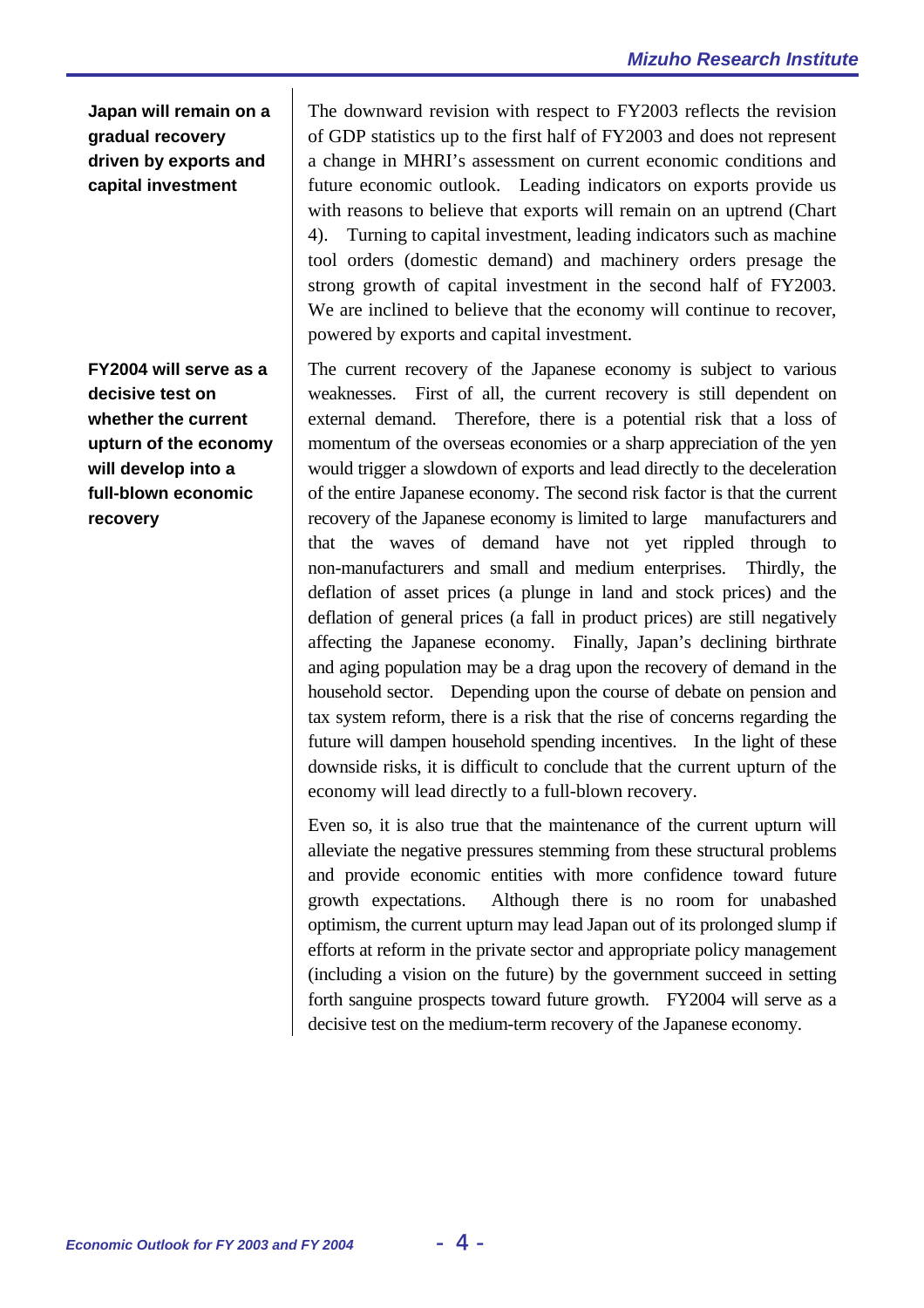**Japan will remain on a gradual recovery driven by exports and capital investment**

The downward revision with respect to FY2003 reflects the revision of GDP statistics up to the first half of FY2003 and does not represent a change in MHRI's assessment on current economic conditions and future economic outlook. Leading indicators on exports provide us with reasons to believe that exports will remain on an uptrend (Chart 4). Turning to capital investment, leading indicators such as machine tool orders (domestic demand) and machinery orders presage the strong growth of capital investment in the second half of FY2003. We are inclined to believe that the economy will continue to recover, powered by exports and capital investment.

**FY2004 will serve as a decisive test on whether the current upturn of the economy will develop into a full-blown economic recovery**

The current recovery of the Japanese economy is subject to various weaknesses. First of all, the current recovery is still dependent on external demand. Therefore, there is a potential risk that a loss of momentum of the overseas economies or a sharp appreciation of the yen would trigger a slowdown of exports and lead directly to the deceleration of the entire Japanese economy. The second risk factor is that the current recovery of the Japanese economy is limited to large manufacturers and that the waves of demand have not yet rippled through to non-manufacturers and small and medium enterprises. Thirdly, the deflation of asset prices (a plunge in land and stock prices) and the deflation of general prices (a fall in product prices) are still negatively affecting the Japanese economy. Finally, Japan's declining birthrate and aging population may be a drag upon the recovery of demand in the household sector. Depending upon the course of debate on pension and tax system reform, there is a risk that the rise of concerns regarding the future will dampen household spending incentives. In the light of these downside risks, it is difficult to conclude that the current upturn of the economy will lead directly to a full-blown recovery.

Even so, it is also true that the maintenance of the current upturn will alleviate the negative pressures stemming from these structural problems and provide economic entities with more confidence toward future growth expectations. Although there is no room for unabashed optimism, the current upturn may lead Japan out of its prolonged slump if efforts at reform in the private sector and appropriate policy management (including a vision on the future) by the government succeed in setting forth sanguine prospects toward future growth. FY2004 will serve as a decisive test on the medium-term recovery of the Japanese economy.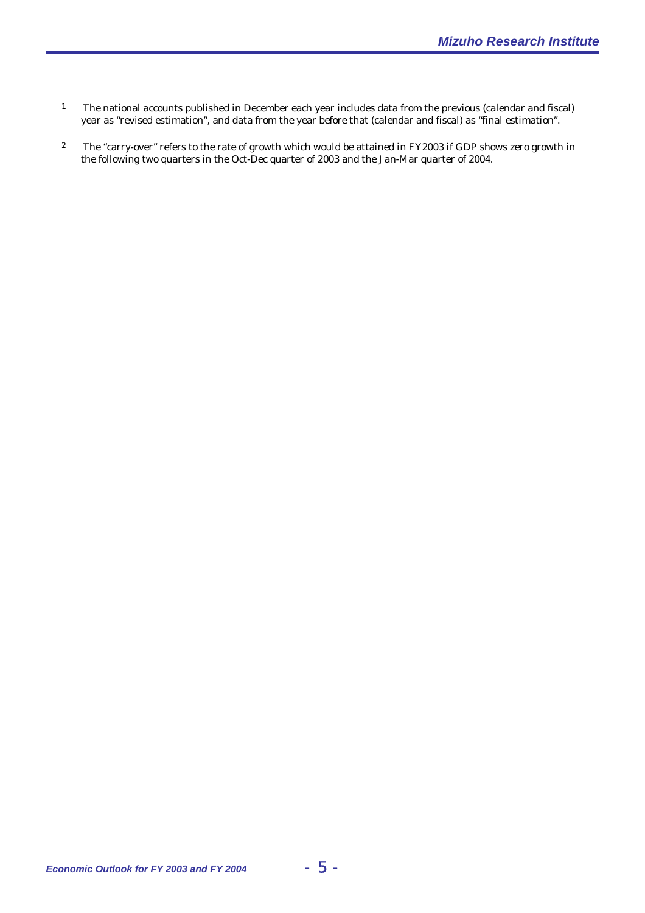---

[1] The national accounts published in December each year includes data from the previous (calendar and fiscal) year as "revised estimation", and data from the year before that (calendar and fiscal) as "final estimation".

[2] The "carry-over" refers to the rate of growth which would be attained in FY2003 if GDP shows zero growth in the following two quarters in the Oct-Dec quarter of 2003 and the Jan-Mar quarter of 2004.